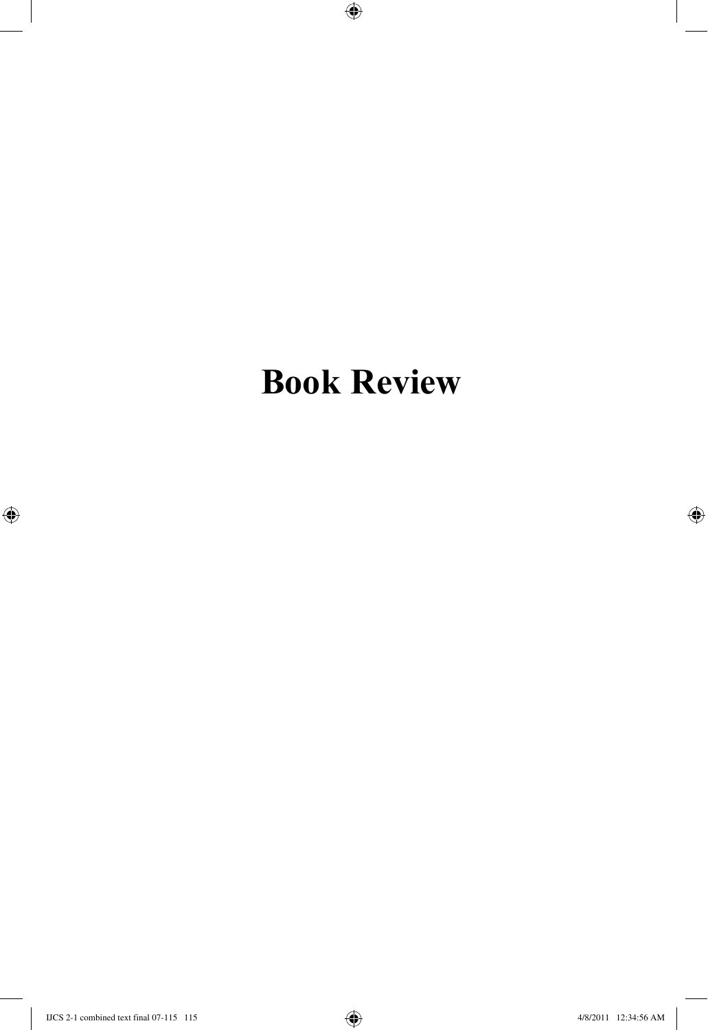# Book Review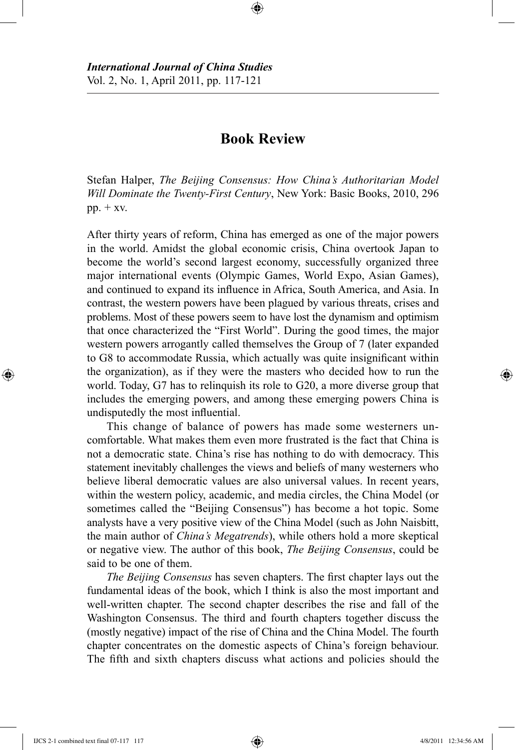# Book Review

Stefan Halper, *The Beijing Consensus: How China's Authoritarian Model Will Dominate the Twenty-First Century*, New York: Basic Books, 2010, 296 pp. + xv.

After thirty years of reform, China has emerged as one of the major powers in the world. Amidst the global economic crisis, China overtook Japan to become the world's second largest economy, successfully organized three major international events (Olympic Games, World Expo, Asian Games), and continued to expand its influence in Africa, South America, and Asia. In contrast, the western powers have been plagued by various threats, crises and problems. Most of these powers seem to have lost the dynamism and optimism that once characterized the "First World". During the good times, the major western powers arrogantly called themselves the Group of 7 (later expanded to G8 to accommodate Russia, which actually was quite insignificant within the organization), as if they were the masters who decided how to run the world. Today, G7 has to relinquish its role to G20, a more diverse group that includes the emerging powers, and among these emerging powers China is undisputedly the most influential.

This change of balance of powers has made some westerners uncomfortable. What makes them even more frustrated is the fact that China is not a democratic state. China's rise has nothing to do with democracy. This statement inevitably challenges the views and beliefs of many westerners who believe liberal democratic values are also universal values. In recent years, within the western policy, academic, and media circles, the China Model (or sometimes called the "Beijing Consensus") has become a hot topic. Some analysts have a very positive view of the China Model (such as John Naisbitt, the main author of *China's Megatrends*), while others hold a more skeptical or negative view. The author of this book, *The Beijing Consensus*, could be said to be one of them.

*The Beijing Consensus* has seven chapters. The first chapter lays out the fundamental ideas of the book, which I think is also the most important and well-written chapter. The second chapter describes the rise and fall of the Washington Consensus. The third and fourth chapters together discuss the (mostly negative) impact of the rise of China and the China Model. The fourth chapter concentrates on the domestic aspects of China's foreign behaviour. The fifth and sixth chapters discuss what actions and policies should the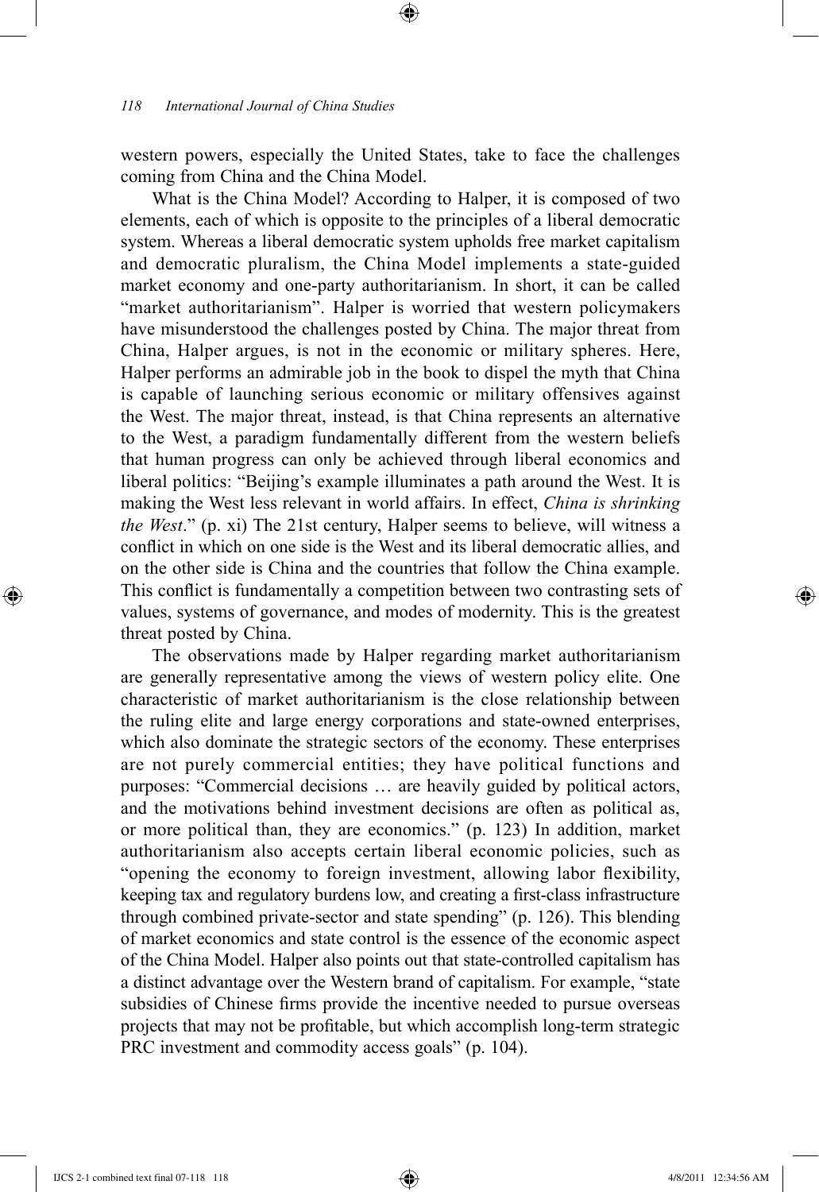western powers, especially the United States, take to face the challenges coming from China and the China Model.

What is the China Model? According to Halper, it is composed of two elements, each of which is opposite to the principles of a liberal democratic system. Whereas a liberal democratic system upholds free market capitalism and democratic pluralism, the China Model implements a state-guided market economy and one-party authoritarianism. In short, it can be called "market authoritarianism". Halper is worried that western policymakers have misunderstood the challenges posted by China. The major threat from China, Halper argues, is not in the economic or military spheres. Here, Halper performs an admirable job in the book to dispel the myth that China is capable of launching serious economic or military offensives against the West. The major threat, instead, is that China represents an alternative to the West, a paradigm fundamentally different from the western beliefs that human progress can only be achieved through liberal economics and liberal politics: "Beijing's example illuminates a path around the West. It is making the West less relevant in world affairs. In effect, *China is shrinking the West*." (p. xi) The 21st century, Halper seems to believe, will witness a conflict in which on one side is the West and its liberal democratic allies, and on the other side is China and the countries that follow the China example. This conflict is fundamentally a competition between two contrasting sets of values, systems of governance, and modes of modernity. This is the greatest threat posted by China.

The observations made by Halper regarding market authoritarianism are generally representative among the views of western policy elite. One characteristic of market authoritarianism is the close relationship between the ruling elite and large energy corporations and state-owned enterprises, which also dominate the strategic sectors of the economy. These enterprises are not purely commercial entities; they have political functions and purposes: "Commercial decisions … are heavily guided by political actors, and the motivations behind investment decisions are often as political as, or more political than, they are economics." (p. 123) In addition, market authoritarianism also accepts certain liberal economic policies, such as "opening the economy to foreign investment, allowing labor flexibility, keeping tax and regulatory burdens low, and creating a first-class infrastructure through combined private-sector and state spending" (p. 126). This blending of market economics and state control is the essence of the economic aspect of the China Model. Halper also points out that state-controlled capitalism has a distinct advantage over the Western brand of capitalism. For example, "state subsidies of Chinese firms provide the incentive needed to pursue overseas projects that may not be profitable, but which accomplish long-term strategic PRC investment and commodity access goals" (p. 104).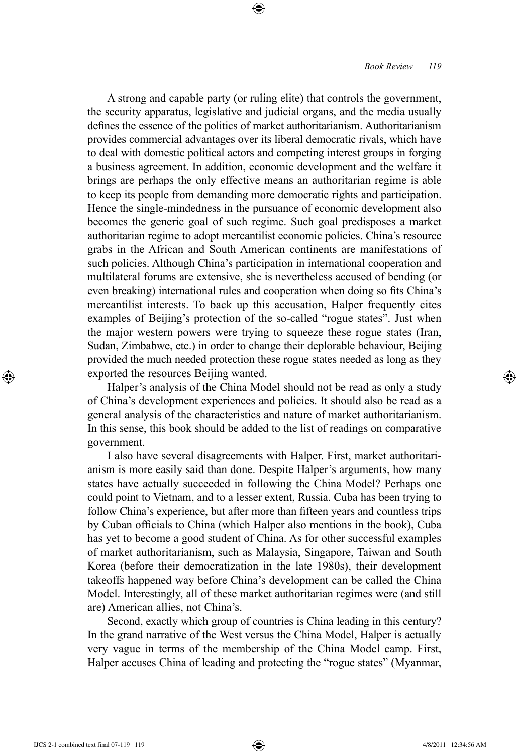A strong and capable party (or ruling elite) that controls the government, the security apparatus, legislative and judicial organs, and the media usually defines the essence of the politics of market authoritarianism. Authoritarianism provides commercial advantages over its liberal democratic rivals, which have to deal with domestic political actors and competing interest groups in forging a business agreement. In addition, economic development and the welfare it brings are perhaps the only effective means an authoritarian regime is able to keep its people from demanding more democratic rights and participation. Hence the single-mindedness in the pursuance of economic development also becomes the generic goal of such regime. Such goal predisposes a market authoritarian regime to adopt mercantilist economic policies. China's resource grabs in the African and South American continents are manifestations of such policies. Although China's participation in international cooperation and multilateral forums are extensive, she is nevertheless accused of bending (or even breaking) international rules and cooperation when doing so fits China's mercantilist interests. To back up this accusation, Halper frequently cites examples of Beijing's protection of the so-called "rogue states". Just when the major western powers were trying to squeeze these rogue states (Iran, Sudan, Zimbabwe, etc.) in order to change their deplorable behaviour, Beijing provided the much needed protection these rogue states needed as long as they exported the resources Beijing wanted.

Halper's analysis of the China Model should not be read as only a study of China's development experiences and policies. It should also be read as a general analysis of the characteristics and nature of market authoritarianism. In this sense, this book should be added to the list of readings on comparative government.

I also have several disagreements with Halper. First, market authoritarianism is more easily said than done. Despite Halper's arguments, how many states have actually succeeded in following the China Model? Perhaps one could point to Vietnam, and to a lesser extent, Russia. Cuba has been trying to follow China's experience, but after more than fifteen years and countless trips by Cuban officials to China (which Halper also mentions in the book), Cuba has yet to become a good student of China. As for other successful examples of market authoritarianism, such as Malaysia, Singapore, Taiwan and South Korea (before their democratization in the late 1980s), their development takeoffs happened way before China's development can be called the China Model. Interestingly, all of these market authoritarian regimes were (and still are) American allies, not China's.

Second, exactly which group of countries is China leading in this century? In the grand narrative of the West versus the China Model, Halper is actually very vague in terms of the membership of the China Model camp. First, Halper accuses China of leading and protecting the "rogue states" (Myanmar,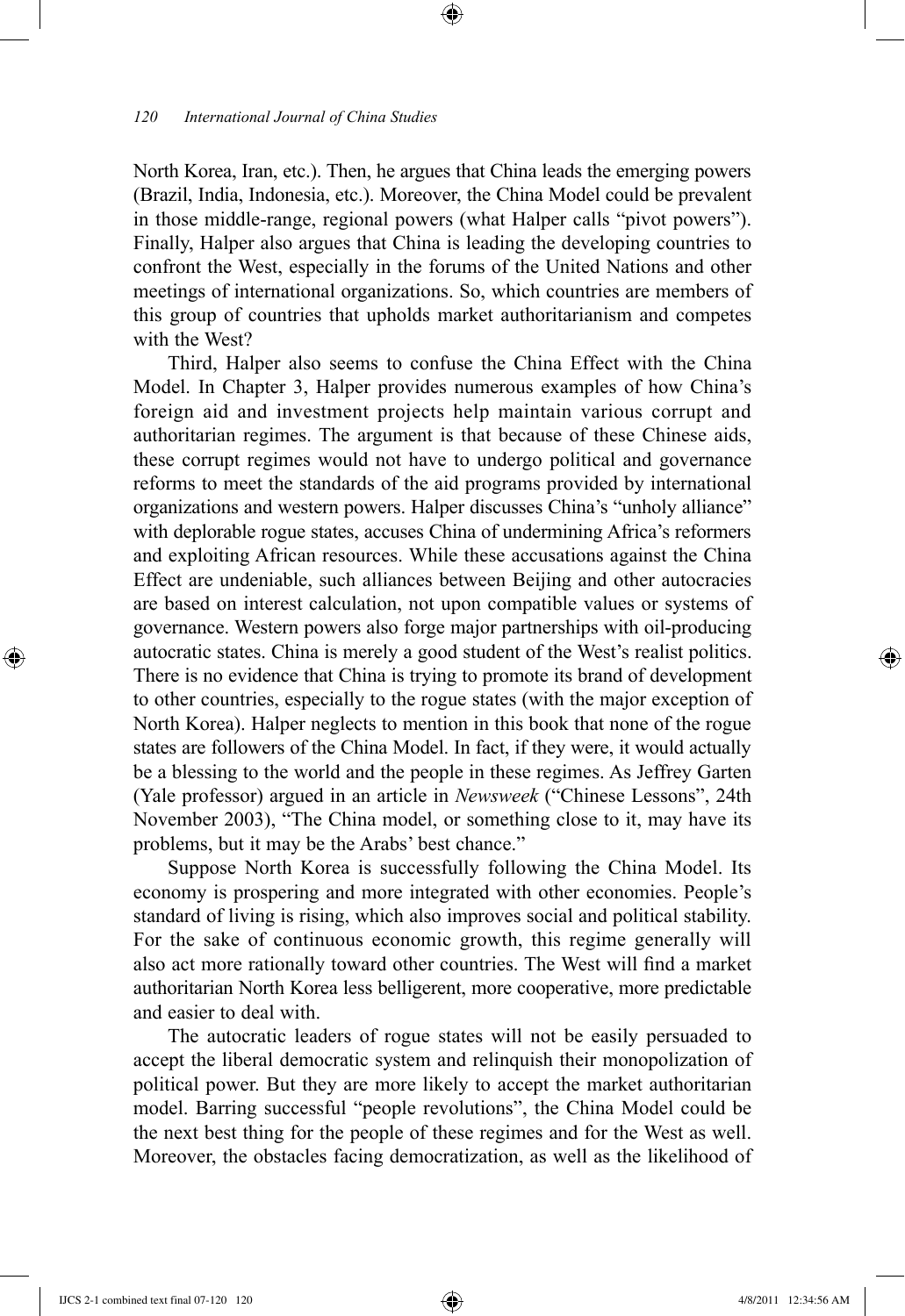North Korea, Iran, etc.). Then, he argues that China leads the emerging powers (Brazil, India, Indonesia, etc.). Moreover, the China Model could be prevalent in those middle-range, regional powers (what Halper calls "pivot powers"). Finally, Halper also argues that China is leading the developing countries to confront the West, especially in the forums of the United Nations and other meetings of international organizations. So, which countries are members of this group of countries that upholds market authoritarianism and competes with the West?

Third, Halper also seems to confuse the China Effect with the China Model. In Chapter 3, Halper provides numerous examples of how China's foreign aid and investment projects help maintain various corrupt and authoritarian regimes. The argument is that because of these Chinese aids, these corrupt regimes would not have to undergo political and governance reforms to meet the standards of the aid programs provided by international organizations and western powers. Halper discusses China's "unholy alliance" with deplorable rogue states, accuses China of undermining Africa's reformers and exploiting African resources. While these accusations against the China Effect are undeniable, such alliances between Beijing and other autocracies are based on interest calculation, not upon compatible values or systems of governance. Western powers also forge major partnerships with oil-producing autocratic states. China is merely a good student of the West's realist politics. There is no evidence that China is trying to promote its brand of development to other countries, especially to the rogue states (with the major exception of North Korea). Halper neglects to mention in this book that none of the rogue states are followers of the China Model. In fact, if they were, it would actually be a blessing to the world and the people in these regimes. As Jeffrey Garten (Yale professor) argued in an article in *Newsweek* ("Chinese Lessons", 24th November 2003), "The China model, or something close to it, may have its problems, but it may be the Arabs' best chance."

Suppose North Korea is successfully following the China Model. Its economy is prospering and more integrated with other economies. People's standard of living is rising, which also improves social and political stability. For the sake of continuous economic growth, this regime generally will also act more rationally toward other countries. The West will find a market authoritarian North Korea less belligerent, more cooperative, more predictable and easier to deal with.

The autocratic leaders of rogue states will not be easily persuaded to accept the liberal democratic system and relinquish their monopolization of political power. But they are more likely to accept the market authoritarian model. Barring successful "people revolutions", the China Model could be the next best thing for the people of these regimes and for the West as well. Moreover, the obstacles facing democratization, as well as the likelihood of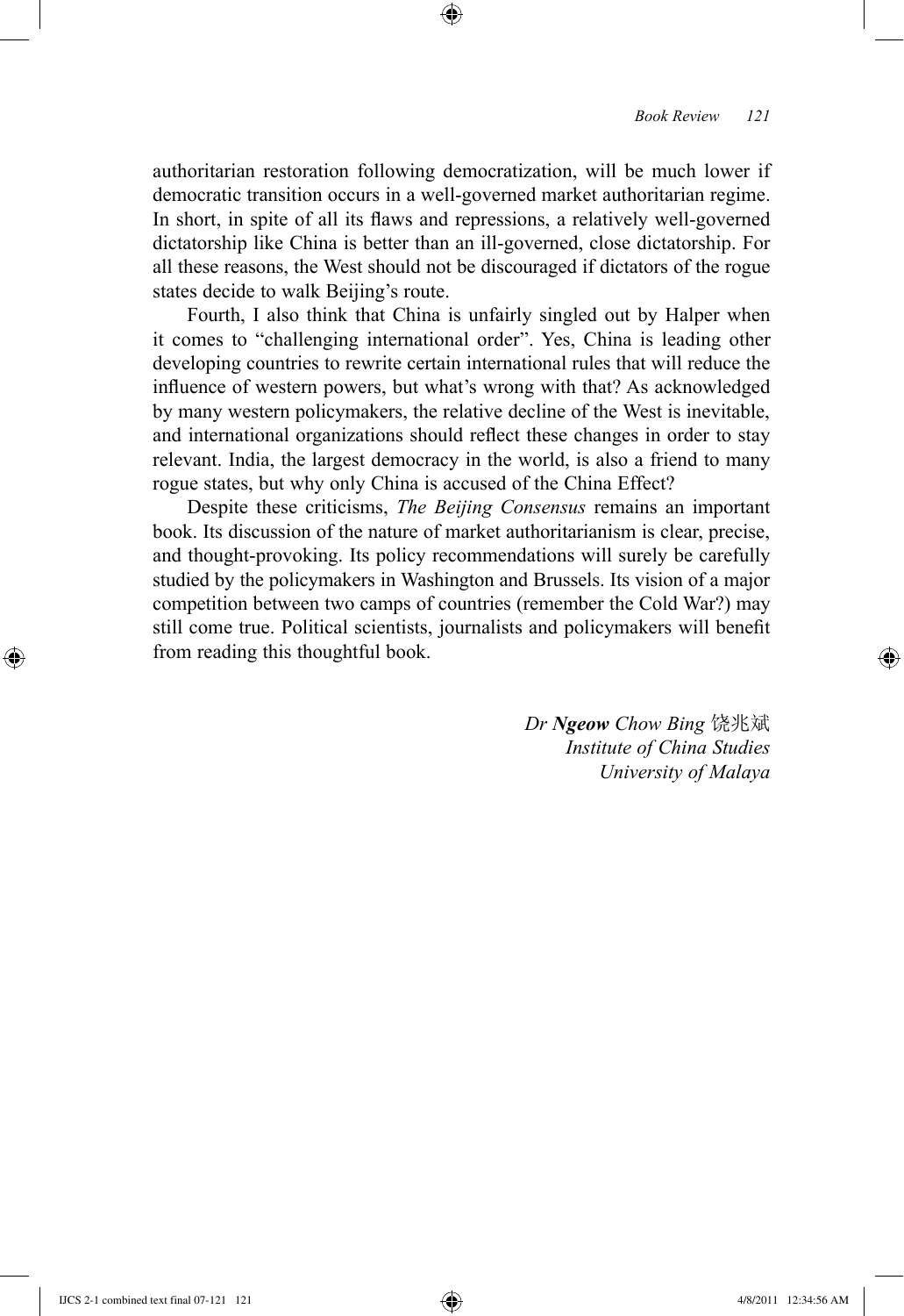authoritarian restoration following democratization, will be much lower if democratic transition occurs in a well-governed market authoritarian regime. In short, in spite of all its flaws and repressions, a relatively well-governed dictatorship like China is better than an ill-governed, close dictatorship. For all these reasons, the West should not be discouraged if dictators of the rogue states decide to walk Beijing's route.

Fourth, I also think that China is unfairly singled out by Halper when it comes to "challenging international order". Yes, China is leading other developing countries to rewrite certain international rules that will reduce the influence of western powers, but what's wrong with that? As acknowledged by many western policymakers, the relative decline of the West is inevitable, and international organizations should reflect these changes in order to stay relevant. India, the largest democracy in the world, is also a friend to many rogue states, but why only China is accused of the China Effect?

Despite these criticisms, *The Beijing Consensus* remains an important book. Its discussion of the nature of market authoritarianism is clear, precise, and thought-provoking. Its policy recommendations will surely be carefully studied by the policymakers in Washington and Brussels. Its vision of a major competition between two camps of countries (remember the Cold War?) may still come true. Political scientists, journalists and policymakers will benefit from reading this thoughtful book.

*Dr* ***Ngeow*** *Chow Bing* 饶兆斌
*Institute of China Studies*
*University of Malaya*